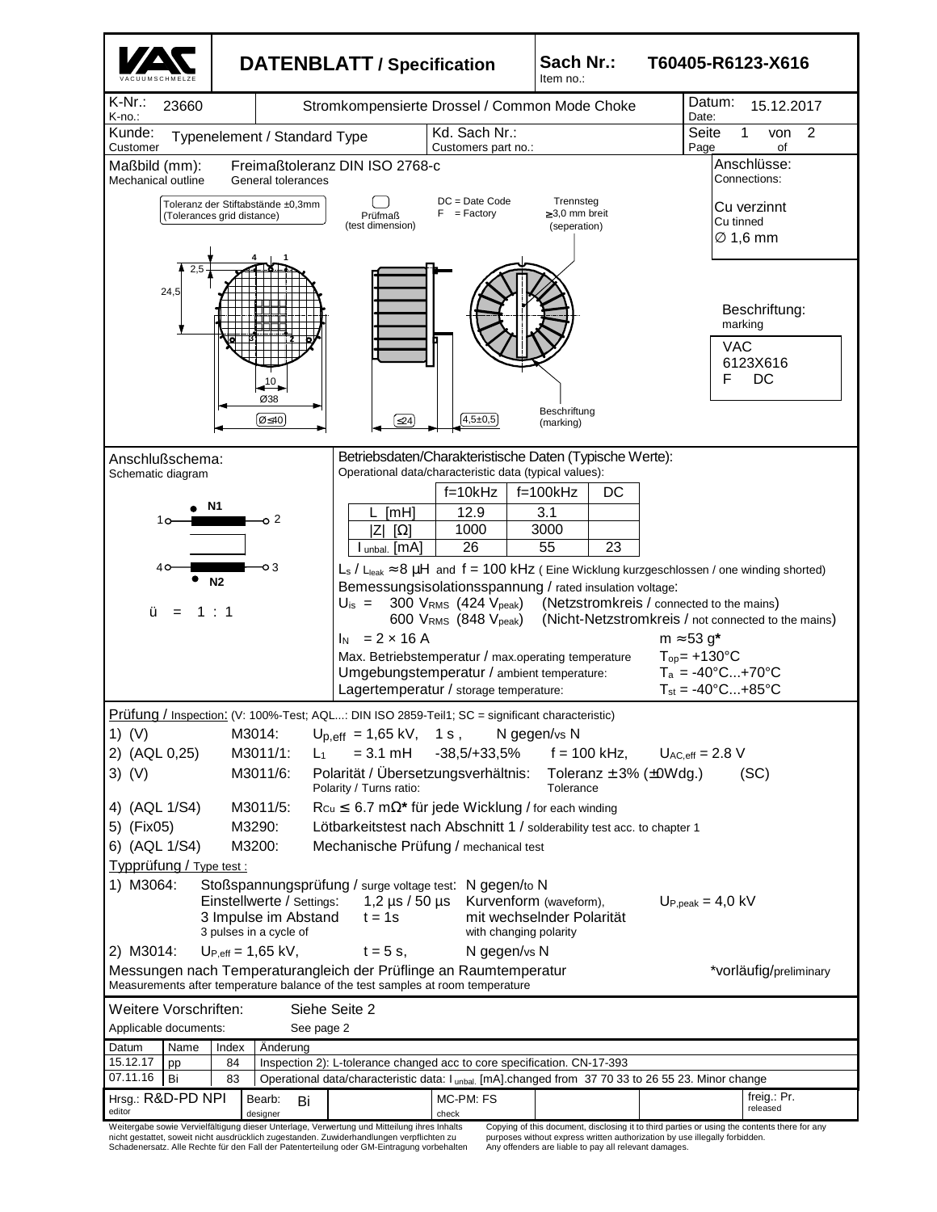# VAC VACUUMSCHMELZE — DATENBLATT / Specification

**Sach Nr.: / Item no.:** T60405-R6123-X616

| K-Nr.: / K-no.: 23660 | Stromkompensierte Drossel / Common Mode Choke | Datum: / Date: 15.12.2017 |
|---|---|---|
| Kunde: / Customer: Typenelement / Standard Type | Kd. Sach Nr.: / Customers part no.: | Seite 1 von 2 / Page of |

**Maßbild (mm): / Mechanical outline** — Freimaßtoleranz DIN ISO 2768-c / General tolerances

Toleranz der Stiftabstände ±0,3mm (Tolerances grid distance)

Prüfmaß (test dimension)

DC = Date Code
F = Factory

Trennsteg ≥3,0 mm breit (seperation)

Dimensions: 2,5; 24,5; 10; Ø38; (Ø≤40); (≤24); (4,5±0,5); Pins 1, 2, 3, 4

Beschriftung (marking)

**Anschlüsse: / Connections:** Cu verzinnt / Cu tinned, ∅ 1,6 mm

**Beschriftung: / marking**
VAC
6123X616
F DC

## Anschlußschema: / Schematic diagram

N1: 1 — 2
N2: 4 — 3

ü = 1 : 1

## Betriebsdaten/Charakteristische Daten (Typische Werte): / Operational data/characteristic data (typical values):

| | f=10kHz | f=100kHz | DC |
|---|---|---|---|
| L [mH] | 12.9 | 3.1 | |
| \|Z\| [Ω] | 1000 | 3000 | |
| $I_{unbal.}$ [mA] | 26 | 55 | 23 |

$L_s$ / $L_{leak}$ ≈ 8 µH and f = 100 kHz ( Eine Wicklung kurzgeschlossen / one winding shorted)

Bemessungsisolationsspannung / rated insulation voltage:

$U_{is}$ = 300 $V_{RMS}$ (424 $V_{peak}$) (Netzstromkreis / connected to the mains)
600 $V_{RMS}$ (848 $V_{peak}$) (Nicht-Netzstromkreis / not connected to the mains)

$I_N$ = 2 × 16 A — m ≈ 53 g*

Max. Betriebstemperatur / max.operating temperature — $T_{op}$= +130°C
Umgebungstemperatur / ambient temperature: — $T_a$ = -40°C...+70°C
Lagertemperatur / storage temperature: — $T_{st}$ = -40°C...+85°C

## Prüfung / Inspection: (V: 100%-Test; AQL...: DIN ISO 2859-Teil1; SC = significant characteristic)

1) (V) M3014: $U_{p,eff}$ = 1,65 kV, 1 s , N gegen/vs N
2) (AQL 0,25) M3011/1: $L_1$ = 3.1 mH -38,5/+33,5% f = 100 kHz, $U_{AC,eff}$ = 2.8 V
3) (V) M3011/6: Polarität / Übersetzungsverhältnis: / Polarity / Turns ratio: Toleranz ± 3% (±0Wdg.) / Tolerance (SC)
4) (AQL 1/S4) M3011/5: $R_{Cu}$ ≤ 6.7 mΩ* für jede Wicklung / for each winding
5) (Fix05) M3290: Lötbarkeitstest nach Abschnitt 1 / solderability test acc. to chapter 1
6) (AQL 1/S4) M3200: Mechanische Prüfung / mechanical test

### Typprüfung / Type test :

1) M3064: Stoßspannungsprüfung / surge voltage test: N gegen/to N
Einstellwerte / Settings: 1,2 µs / 50 µs Kurvenform (waveform), $U_{P,peak}$ = 4,0 kV
3 Impulse im Abstand / 3 pulses in a cycle of t = 1s mit wechselnder Polarität / with changing polarity

2) M3014: $U_{P,eff}$ = 1,65 kV, t = 5 s, N gegen/vs N

Messungen nach Temperaturangleich der Prüflinge an Raumtemperatur / Measurements after temperature balance of the test samples at room temperature — *vorläufig/preliminary

Weitere Vorschriften: / Applicable documents: Siehe Seite 2 / See page 2

| Datum | Name | Index | Änderung |
|---|---|---|---|
| 15.12.17 | pp | 84 | Inspection 2): L-tolerance changed acc to core specification. CN-17-393 |
| 07.11.16 | Bi | 83 | Operational data/characteristic data: $I_{unbal.}$ [mA].changed from 37 70 33 to 26 55 23. Minor change |

| Hrsg.: R&D-PD NPI / editor | Bearb: Bi / designer | MC-PM: FS / check | freig.: Pr. / released |
|---|---|---|---|

Weitergabe sowie Vervielfältigung dieser Unterlage, Verwertung und Mitteilung ihres Inhalts nicht gestattet, soweit nicht ausdrücklich zugestanden. Zuwiderhandlungen verpflichten zu Schadenersatz. Alle Rechte für den Fall der Patenterteilung oder GM-Eintragung vorbehalten

Copying of this document, disclosing it to third parties or using the contents there for any purposes without express written authorization by use illegally forbidden. Any offenders are liable to pay all relevant damages.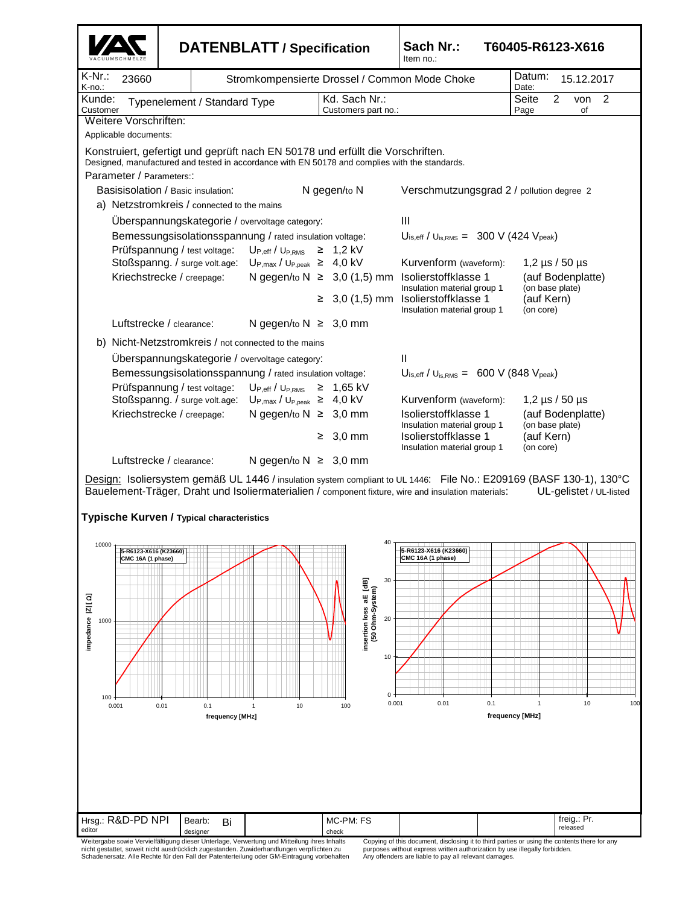# DATENBLATT / Specification

**Sach Nr.:** T60405-R6123-X616
Item no.:

| | | | |
|---|---|---|---|
| K-Nr.: K-no.: 23660 | Stromkompensierte Drossel / Common Mode Choke | | Datum: Date: 15.12.2017 |
| Kunde: Customer: Typenelement / Standard Type | Kd. Sach Nr.: Customers part no.: | | Seite 2 von 2 / Page 2 of 2 |

Weitere Vorschriften:

Applicable documents:

Konstruiert, gefertigt und geprüft nach EN 50178 und erfüllt die Vorschriften.
Designed, manufactured and tested in accordance with EN 50178 and complies with the standards.

Parameter / Parameters::

Basisisolation / Basic insulation: N gegen/to N — Verschmutzungsgrad 2 / pollution degree 2

a) Netzstromkreis / connected to the mains

| | | | | |
|---|---|---|---|---|
| Überspannungskategorie / overvoltage category: | | III | | |
| Bemessungsisolationsspannung / rated insulation voltage: | | $U_{is,eff}$ / $U_{is,RMS}$ = 300 V (424 $V_{peak}$) | | |
| Prüfspannung / test voltage: | $U_{P,eff}$ / $U_{P,RMS}$ ≥ 1,2 kV | | | |
| Stoßspanng. / surge volt.age: | $U_{P,max}$ / $U_{P,peak}$ ≥ 4,0 kV | | Kurvenform (waveform): | 1,2 µs / 50 µs |
| Kriechstrecke / creepage: | N gegen/to N ≥ 3,0 (1,5) mm | | Isolierstoffklasse 1 / Insulation material group 1 | (auf Bodenplatte) / (on base plate) |
| | ≥ 3,0 (1,5) mm | | Isolierstoffklasse 1 / Insulation material group 1 | (auf Kern) / (on core) |
| Luftstrecke / clearance: | N gegen/to N ≥ 3,0 mm | | | |

b) Nicht-Netzstromkreis / not connected to the mains

| | | | | |
|---|---|---|---|---|
| Überspannungskategorie / overvoltage category: | | II | | |
| Bemessungsisolationsspannung / rated insulation voltage: | | $U_{is,eff}$ / $U_{is,RMS}$ = 600 V (848 $V_{peak}$) | | |
| Prüfspannung / test voltage: | $U_{P,eff}$ / $U_{P,RMS}$ ≥ 1,65 kV | | | |
| Stoßspanng. / surge volt.age: | $U_{P,max}$ / $U_{P,peak}$ ≥ 4,0 kV | | Kurvenform (waveform): | 1,2 µs / 50 µs |
| Kriechstrecke / creepage: | N gegen/to N ≥ 3,0 mm | | Isolierstoffklasse 1 / Insulation material group 1 | (auf Bodenplatte) / (on base plate) |
| | ≥ 3,0 mm | | Isolierstoffklasse 1 / Insulation material group 1 | (auf Kern) / (on core) |
| Luftstrecke / clearance: | N gegen/to N ≥ 3,0 mm | | | |

Design: Isoliersystem gemäß UL 1446 / insulation system compliant to UL 1446: File No.: E209169 (BASF 130-1), 130°C
Bauelement-Träger, Draht und Isoliermaterialien / component fixture, wire and insulation materials: UL-gelistet / UL-listed

## Typische Kurven / Typical characteristics

5-R6123-X616 (K23660)
CMC 16A (1 phase)

impedance |Z| [Ω]
10000
1000
100
0.001 0.01 0.1 1 10 100
frequency [MHz]

5-R6123-X616 (K23660)
CMC 16A (1 phase)

insertion loss aE [dB] (50 Ohm-System)
40
30
20
10
0
0.001 0.01 0.1 1 10 100
frequency [MHz]

| | | | | | |
|---|---|---|---|---|---|
| Hrsg.: R&D-PD NPI (editor) | Bearb.: Bi (designer) | MC-PM: FS (check) | | | freig.: Pr. (released) |

Weitergabe sowie Vervielfältigung dieser Unterlage, Verwertung und Mitteilung ihres Inhalts nicht gestattet, soweit nicht ausdrücklich zugestanden. Zuwiderhandlungen verpflichten zu Schadenersatz. Alle Rechte für den Fall der Patenterteilung oder GM-Eintragung vorbehalten

Copying of this document, disclosing it to third parties or using the contents there for any purposes without express written authorization by use illegally forbidden. Any offenders are liable to pay all relevant damages.